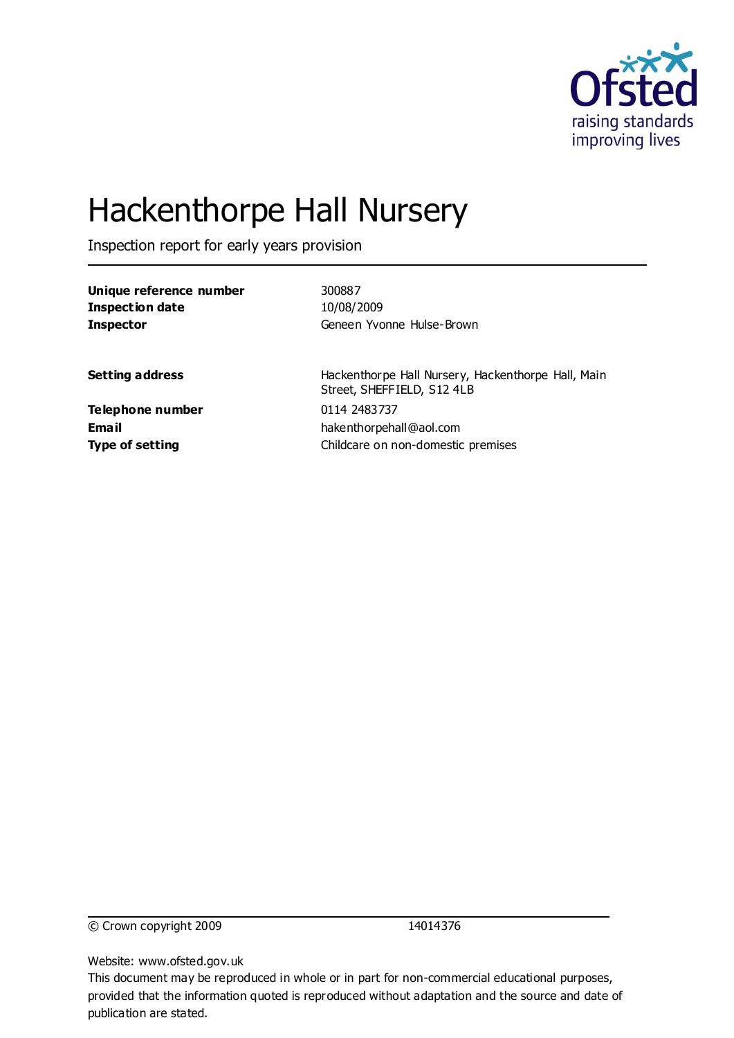Ofsted
raising standards
improving lives

# Hackenthorpe Hall Nursery

Inspection report for early years provision

| | |
|---|---|
| **Unique reference number** | 300887 |
| **Inspection date** | 10/08/2009 |
| **Inspector** | Geneen Yvonne Hulse-Brown |
| **Setting address** | Hackenthorpe Hall Nursery, Hackenthorpe Hall, Main Street, SHEFFIELD, S12 4LB |
| **Telephone number** | 0114 2483737 |
| **Email** | hakenthorpehall@aol.com |
| **Type of setting** | Childcare on non-domestic premises |

© Crown copyright 2009 14014376

Website: www.ofsted.gov.uk

This document may be reproduced in whole or in part for non-commercial educational purposes, provided that the information quoted is reproduced without adaptation and the source and date of publication are stated.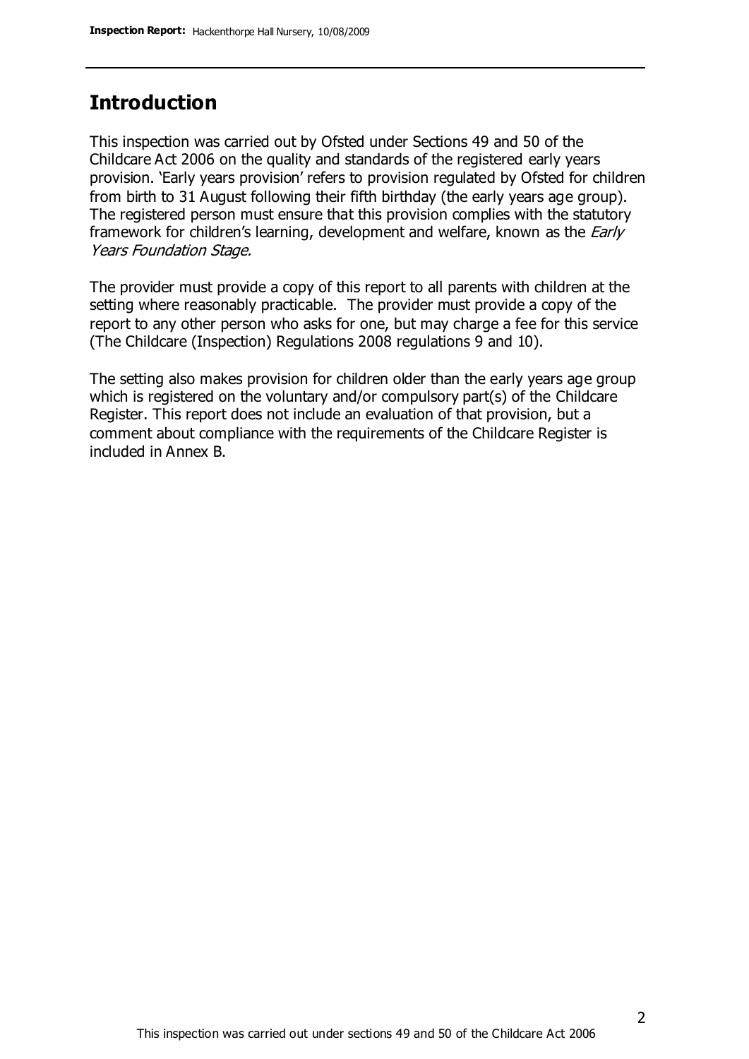## Introduction

This inspection was carried out by Ofsted under Sections 49 and 50 of the Childcare Act 2006 on the quality and standards of the registered early years provision. 'Early years provision' refers to provision regulated by Ofsted for children from birth to 31 August following their fifth birthday (the early years age group). The registered person must ensure that this provision complies with the statutory framework for children's learning, development and welfare, known as the *Early Years Foundation Stage.*

The provider must provide a copy of this report to all parents with children at the setting where reasonably practicable. The provider must provide a copy of the report to any other person who asks for one, but may charge a fee for this service (The Childcare (Inspection) Regulations 2008 regulations 9 and 10).

The setting also makes provision for children older than the early years age group which is registered on the voluntary and/or compulsory part(s) of the Childcare Register. This report does not include an evaluation of that provision, but a comment about compliance with the requirements of the Childcare Register is included in Annex B.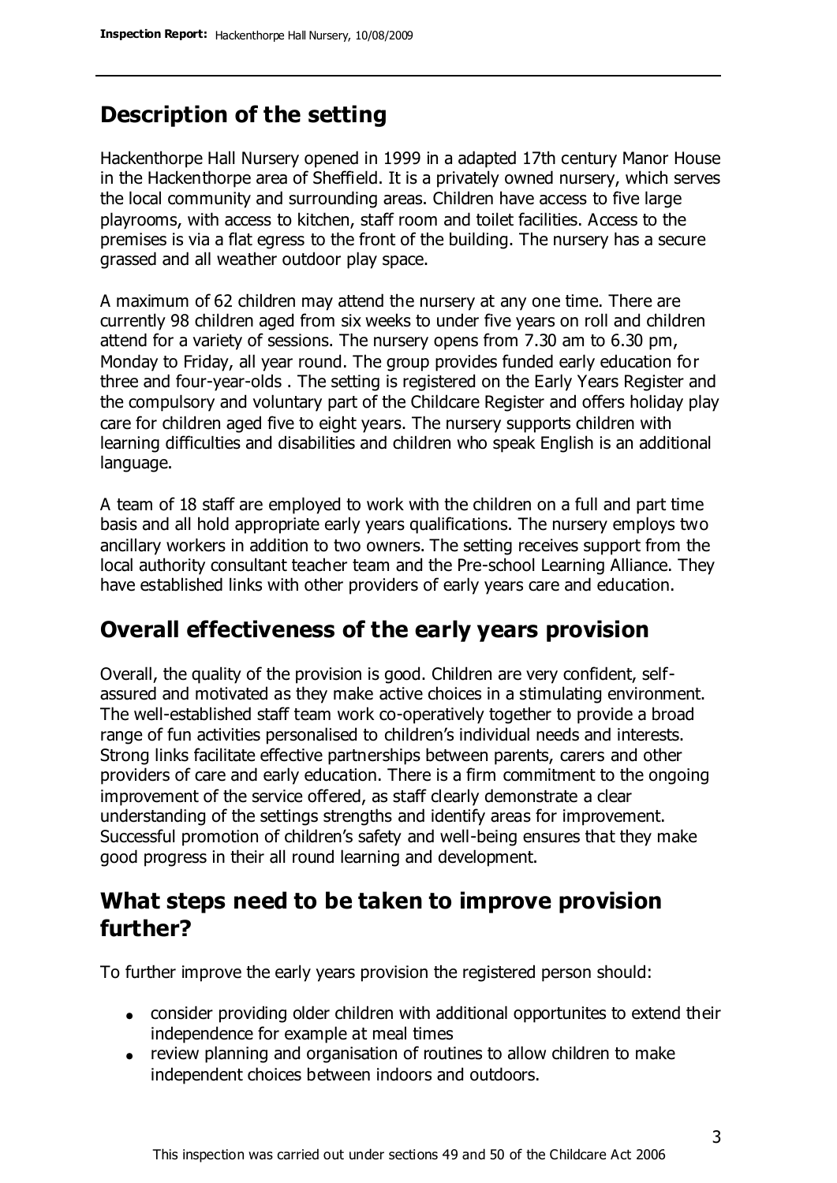## Description of the setting

Hackenthorpe Hall Nursery opened in 1999 in a adapted 17th century Manor House in the Hackenthorpe area of Sheffield. It is a privately owned nursery, which serves the local community and surrounding areas. Children have access to five large playrooms, with access to kitchen, staff room and toilet facilities. Access to the premises is via a flat egress to the front of the building. The nursery has a secure grassed and all weather outdoor play space.

A maximum of 62 children may attend the nursery at any one time. There are currently 98 children aged from six weeks to under five years on roll and children attend for a variety of sessions. The nursery opens from 7.30 am to 6.30 pm, Monday to Friday, all year round. The group provides funded early education for three and four-year-olds . The setting is registered on the Early Years Register and the compulsory and voluntary part of the Childcare Register and offers holiday play care for children aged five to eight years. The nursery supports children with learning difficulties and disabilities and children who speak English is an additional language.

A team of 18 staff are employed to work with the children on a full and part time basis and all hold appropriate early years qualifications. The nursery employs two ancillary workers in addition to two owners. The setting receives support from the local authority consultant teacher team and the Pre-school Learning Alliance. They have established links with other providers of early years care and education.

## Overall effectiveness of the early years provision

Overall, the quality of the provision is good. Children are very confident, self-assured and motivated as they make active choices in a stimulating environment. The well-established staff team work co-operatively together to provide a broad range of fun activities personalised to children's individual needs and interests. Strong links facilitate effective partnerships between parents, carers and other providers of care and early education. There is a firm commitment to the ongoing improvement of the service offered, as staff clearly demonstrate a clear understanding of the settings strengths and identify areas for improvement. Successful promotion of children's safety and well-being ensures that they make good progress in their all round learning and development.

## What steps need to be taken to improve provision further?

To further improve the early years provision the registered person should:

- consider providing older children with additional opportunites to extend their independence for example at meal times
- review planning and organisation of routines to allow children to make independent choices between indoors and outdoors.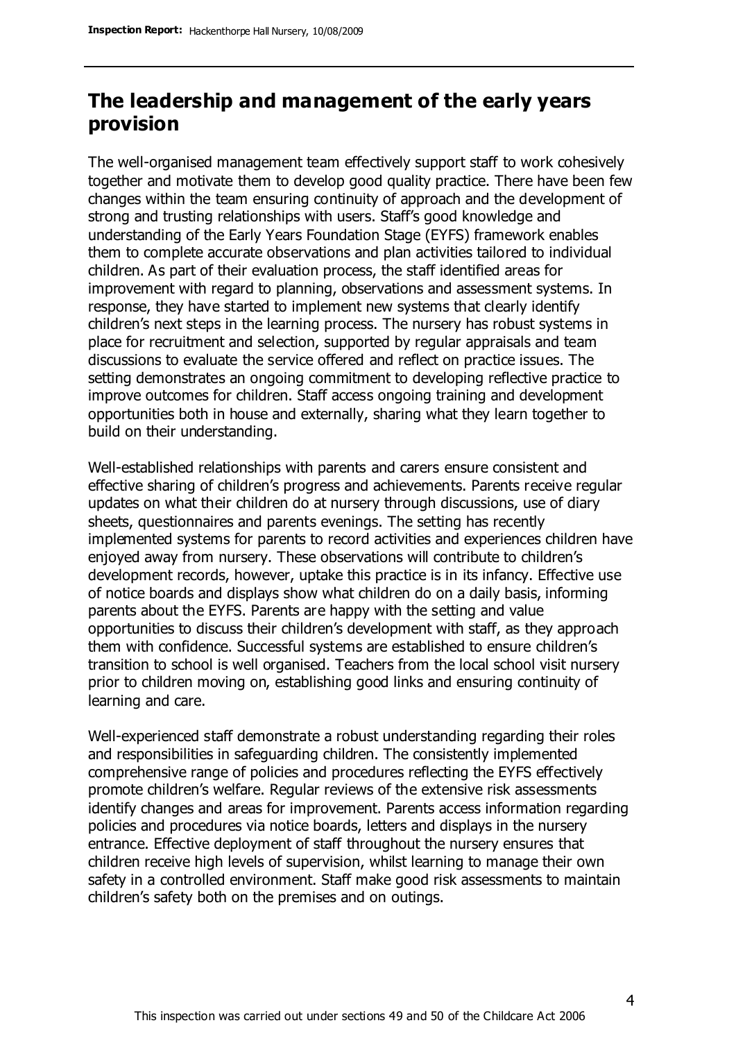## The leadership and management of the early years provision

The well-organised management team effectively support staff to work cohesively together and motivate them to develop good quality practice. There have been few changes within the team ensuring continuity of approach and the development of strong and trusting relationships with users. Staff's good knowledge and understanding of the Early Years Foundation Stage (EYFS) framework enables them to complete accurate observations and plan activities tailored to individual children. As part of their evaluation process, the staff identified areas for improvement with regard to planning, observations and assessment systems. In response, they have started to implement new systems that clearly identify children's next steps in the learning process. The nursery has robust systems in place for recruitment and selection, supported by regular appraisals and team discussions to evaluate the service offered and reflect on practice issues. The setting demonstrates an ongoing commitment to developing reflective practice to improve outcomes for children. Staff access ongoing training and development opportunities both in house and externally, sharing what they learn together to build on their understanding.

Well-established relationships with parents and carers ensure consistent and effective sharing of children's progress and achievements. Parents receive regular updates on what their children do at nursery through discussions, use of diary sheets, questionnaires and parents evenings. The setting has recently implemented systems for parents to record activities and experiences children have enjoyed away from nursery. These observations will contribute to children's development records, however, uptake this practice is in its infancy. Effective use of notice boards and displays show what children do on a daily basis, informing parents about the EYFS. Parents are happy with the setting and value opportunities to discuss their children's development with staff, as they approach them with confidence. Successful systems are established to ensure children's transition to school is well organised. Teachers from the local school visit nursery prior to children moving on, establishing good links and ensuring continuity of learning and care.

Well-experienced staff demonstrate a robust understanding regarding their roles and responsibilities in safeguarding children. The consistently implemented comprehensive range of policies and procedures reflecting the EYFS effectively promote children's welfare. Regular reviews of the extensive risk assessments identify changes and areas for improvement. Parents access information regarding policies and procedures via notice boards, letters and displays in the nursery entrance. Effective deployment of staff throughout the nursery ensures that children receive high levels of supervision, whilst learning to manage their own safety in a controlled environment. Staff make good risk assessments to maintain children's safety both on the premises and on outings.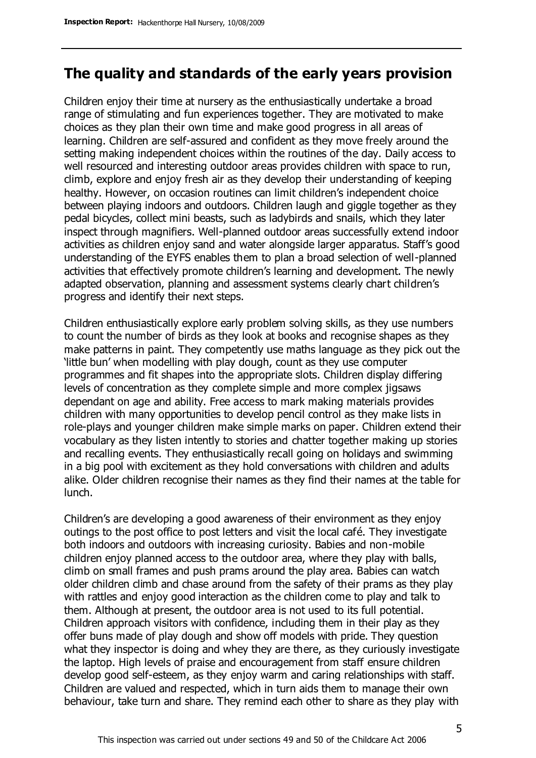## The quality and standards of the early years provision

Children enjoy their time at nursery as the enthusiastically undertake a broad range of stimulating and fun experiences together. They are motivated to make choices as they plan their own time and make good progress in all areas of learning. Children are self-assured and confident as they move freely around the setting making independent choices within the routines of the day. Daily access to well resourced and interesting outdoor areas provides children with space to run, climb, explore and enjoy fresh air as they develop their understanding of keeping healthy. However, on occasion routines can limit children's independent choice between playing indoors and outdoors. Children laugh and giggle together as they pedal bicycles, collect mini beasts, such as ladybirds and snails, which they later inspect through magnifiers. Well-planned outdoor areas successfully extend indoor activities as children enjoy sand and water alongside larger apparatus. Staff's good understanding of the EYFS enables them to plan a broad selection of well-planned activities that effectively promote children's learning and development. The newly adapted observation, planning and assessment systems clearly chart children's progress and identify their next steps.

Children enthusiastically explore early problem solving skills, as they use numbers to count the number of birds as they look at books and recognise shapes as they make patterns in paint. They competently use maths language as they pick out the 'little bun' when modelling with play dough, count as they use computer programmes and fit shapes into the appropriate slots. Children display differing levels of concentration as they complete simple and more complex jigsaws dependant on age and ability. Free access to mark making materials provides children with many opportunities to develop pencil control as they make lists in role-plays and younger children make simple marks on paper. Children extend their vocabulary as they listen intently to stories and chatter together making up stories and recalling events. They enthusiastically recall going on holidays and swimming in a big pool with excitement as they hold conversations with children and adults alike. Older children recognise their names as they find their names at the table for lunch.

Children's are developing a good awareness of their environment as they enjoy outings to the post office to post letters and visit the local café. They investigate both indoors and outdoors with increasing curiosity. Babies and non-mobile children enjoy planned access to the outdoor area, where they play with balls, climb on small frames and push prams around the play area. Babies can watch older children climb and chase around from the safety of their prams as they play with rattles and enjoy good interaction as the children come to play and talk to them. Although at present, the outdoor area is not used to its full potential. Children approach visitors with confidence, including them in their play as they offer buns made of play dough and show off models with pride. They question what they inspector is doing and whey they are there, as they curiously investigate the laptop. High levels of praise and encouragement from staff ensure children develop good self-esteem, as they enjoy warm and caring relationships with staff. Children are valued and respected, which in turn aids them to manage their own behaviour, take turn and share. They remind each other to share as they play with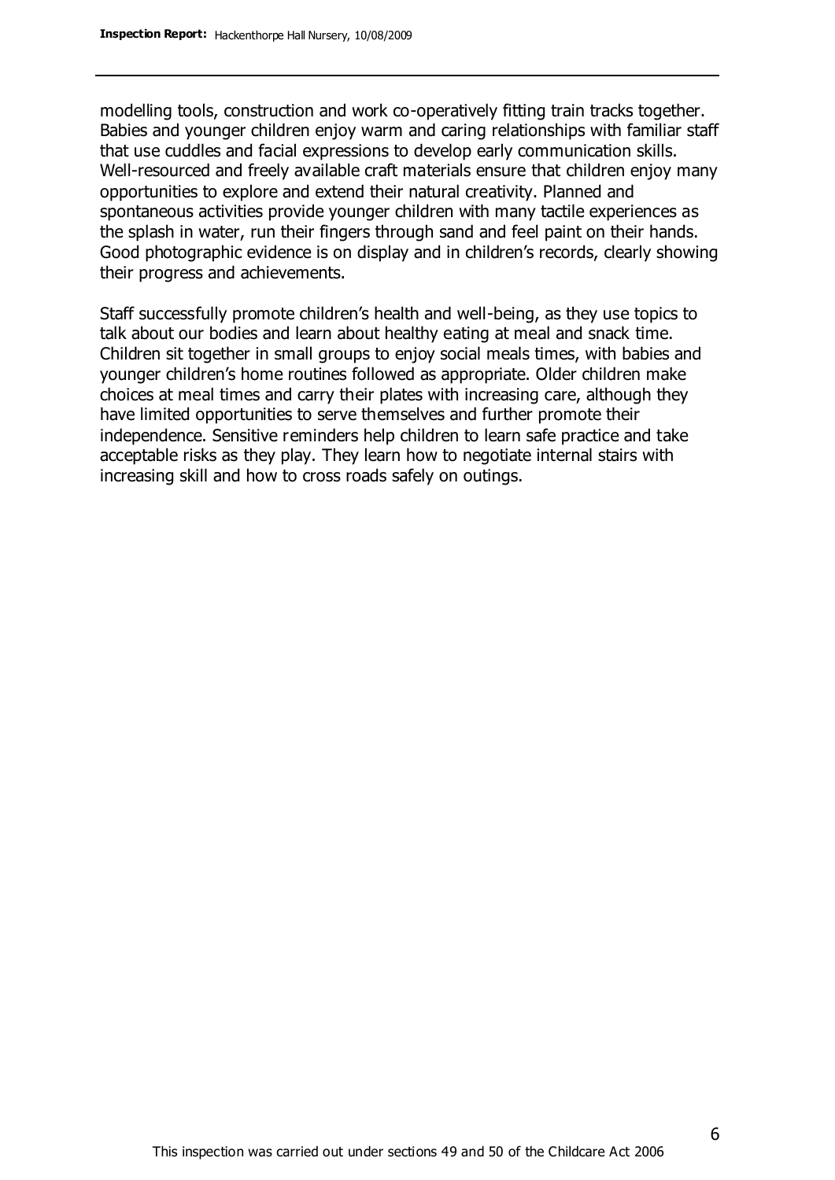modelling tools, construction and work co-operatively fitting train tracks together. Babies and younger children enjoy warm and caring relationships with familiar staff that use cuddles and facial expressions to develop early communication skills. Well-resourced and freely available craft materials ensure that children enjoy many opportunities to explore and extend their natural creativity. Planned and spontaneous activities provide younger children with many tactile experiences as the splash in water, run their fingers through sand and feel paint on their hands. Good photographic evidence is on display and in children's records, clearly showing their progress and achievements.

Staff successfully promote children's health and well-being, as they use topics to talk about our bodies and learn about healthy eating at meal and snack time. Children sit together in small groups to enjoy social meals times, with babies and younger children's home routines followed as appropriate. Older children make choices at meal times and carry their plates with increasing care, although they have limited opportunities to serve themselves and further promote their independence. Sensitive reminders help children to learn safe practice and take acceptable risks as they play. They learn how to negotiate internal stairs with increasing skill and how to cross roads safely on outings.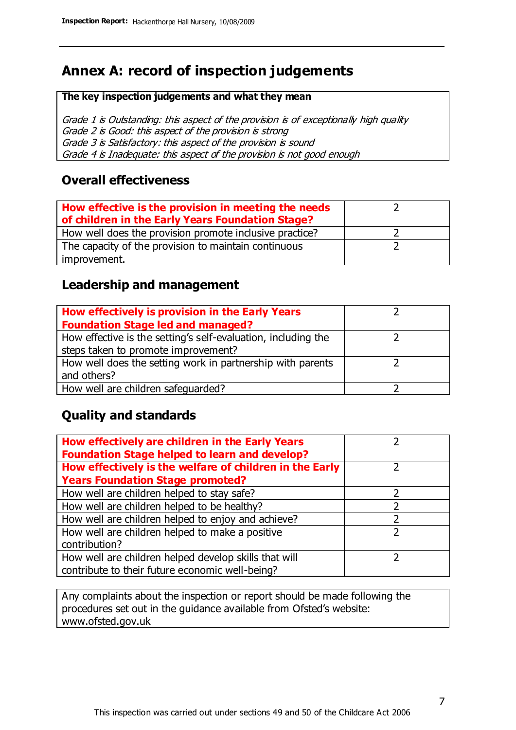## Annex A: record of inspection judgements

**The key inspection judgements and what they mean**

*Grade 1 is Outstanding: this aspect of the provision is of exceptionally high quality*
*Grade 2 is Good: this aspect of the provision is strong*
*Grade 3 is Satisfactory: this aspect of the provision is sound*
*Grade 4 is Inadequate: this aspect of the provision is not good enough*

### Overall effectiveness

| | |
|---|---|
| **How effective is the provision in meeting the needs of children in the Early Years Foundation Stage?** | 2 |
| How well does the provision promote inclusive practice? | 2 |
| The capacity of the provision to maintain continuous improvement. | 2 |

### Leadership and management

| | |
|---|---|
| **How effectively is provision in the Early Years Foundation Stage led and managed?** | 2 |
| How effective is the setting's self-evaluation, including the steps taken to promote improvement? | 2 |
| How well does the setting work in partnership with parents and others? | 2 |
| How well are children safeguarded? | 2 |

### Quality and standards

| | |
|---|---|
| **How effectively are children in the Early Years Foundation Stage helped to learn and develop?** | 2 |
| **How effectively is the welfare of children in the Early Years Foundation Stage promoted?** | 2 |
| How well are children helped to stay safe? | 2 |
| How well are children helped to be healthy? | 2 |
| How well are children helped to enjoy and achieve? | 2 |
| How well are children helped to make a positive contribution? | 2 |
| How well are children helped develop skills that will contribute to their future economic well-being? | 2 |

Any complaints about the inspection or report should be made following the procedures set out in the guidance available from Ofsted's website: www.ofsted.gov.uk

This inspection was carried out under sections 49 and 50 of the Childcare Act 2006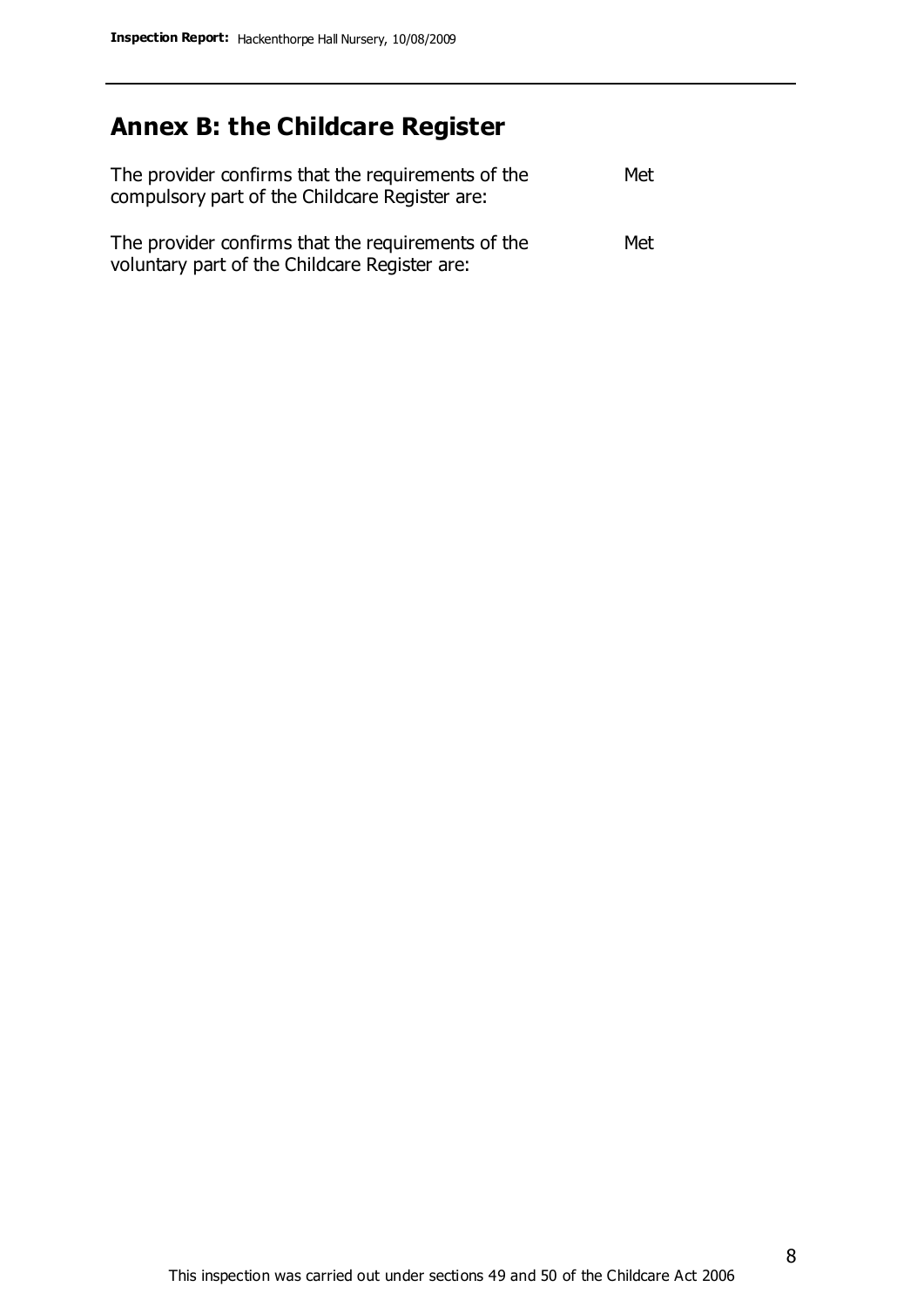## Annex B: the Childcare Register

| | |
|---|---|
| The provider confirms that the requirements of the compulsory part of the Childcare Register are: | Met |
| The provider confirms that the requirements of the voluntary part of the Childcare Register are: | Met |

This inspection was carried out under sections 49 and 50 of the Childcare Act 2006